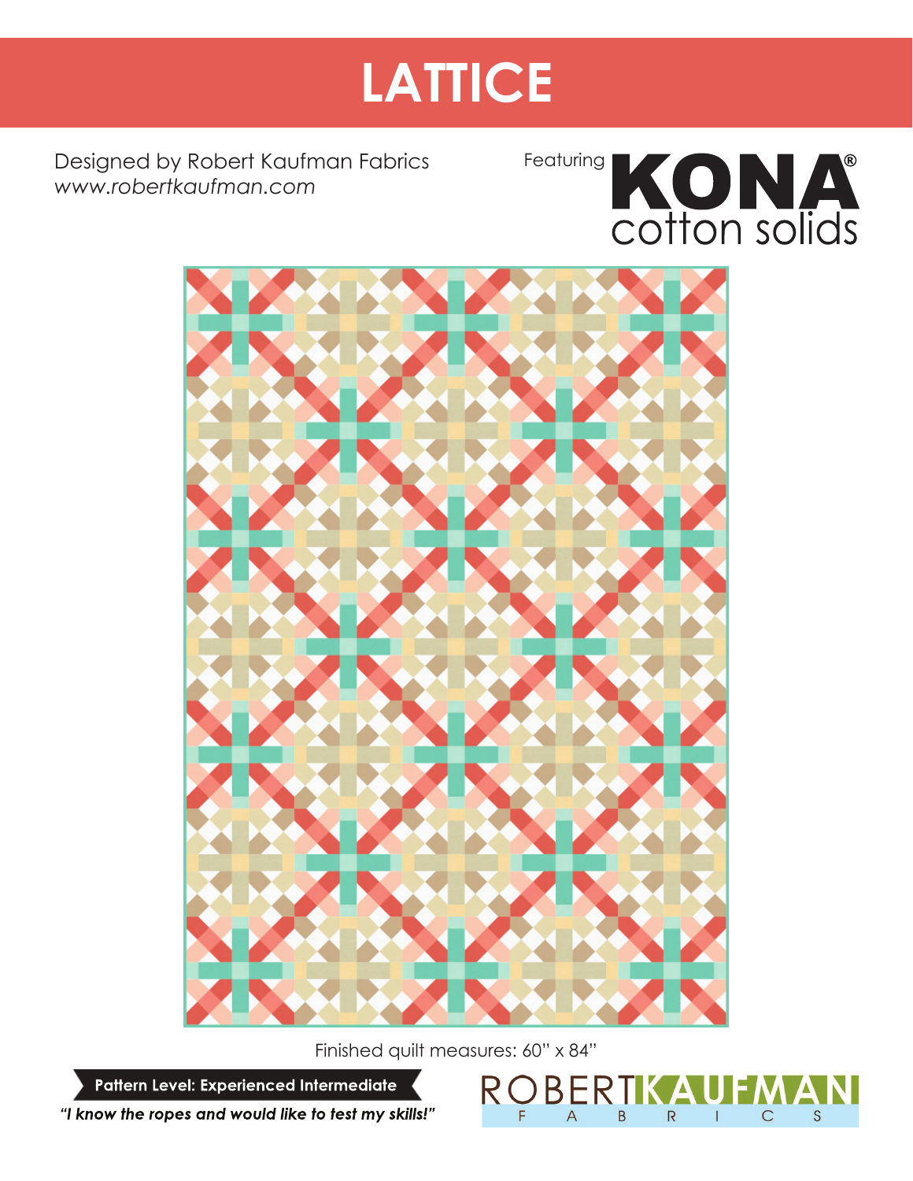# LATTICE

Designed by Robert Kaufman Fabrics
*www.robertkaufman.com*

Featuring KONA® cotton solids

Finished quilt measures: 60" x 84"

**Pattern Level: Experienced Intermediate**

***"I know the ropes and would like to test my skills!"***

ROBERT KAUFMAN FABRICS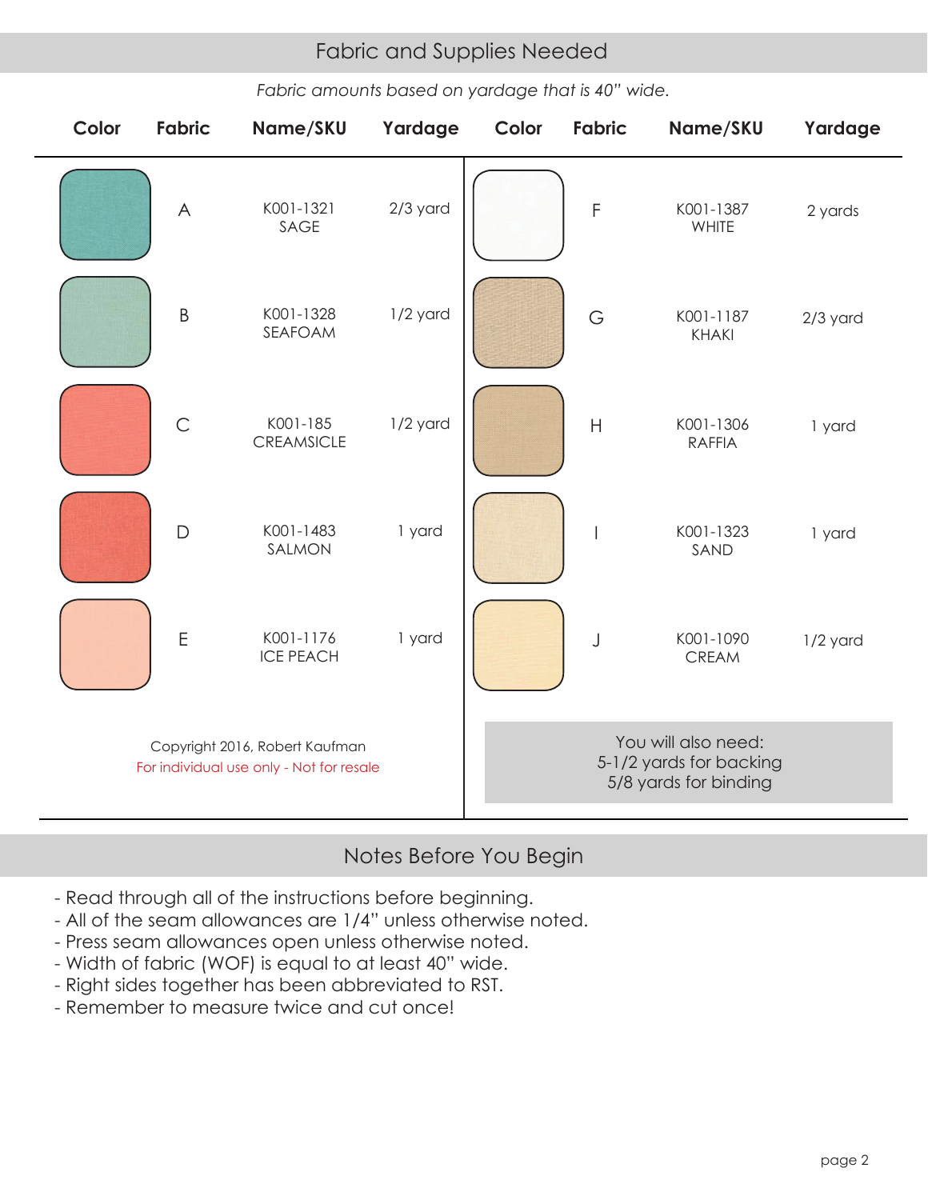## Fabric and Supplies Needed

*Fabric amounts based on yardage that is 40" wide.*

| Color | Fabric | Name/SKU | Yardage | Color | Fabric | Name/SKU | Yardage |
|---|---|---|---|---|---|---|---|
| | A | K001-1321 SAGE | 2/3 yard | | F | K001-1387 WHITE | 2 yards |
| | B | K001-1328 SEAFOAM | 1/2 yard | | G | K001-1187 KHAKI | 2/3 yard |
| | C | K001-185 CREAMSICLE | 1/2 yard | | H | K001-1306 RAFFIA | 1 yard |
| | D | K001-1483 SALMON | 1 yard | | I | K001-1323 SAND | 1 yard |
| | E | K001-1176 ICE PEACH | 1 yard | | J | K001-1090 CREAM | 1/2 yard |

Copyright 2016, Robert Kaufman
For individual use only - Not for resale

You will also need:
5-1/2 yards for backing
5/8 yards for binding

## Notes Before You Begin

- Read through all of the instructions before beginning.
- All of the seam allowances are 1/4" unless otherwise noted.
- Press seam allowances open unless otherwise noted.
- Width of fabric (WOF) is equal to at least 40" wide.
- Right sides together has been abbreviated to RST.
- Remember to measure twice and cut once!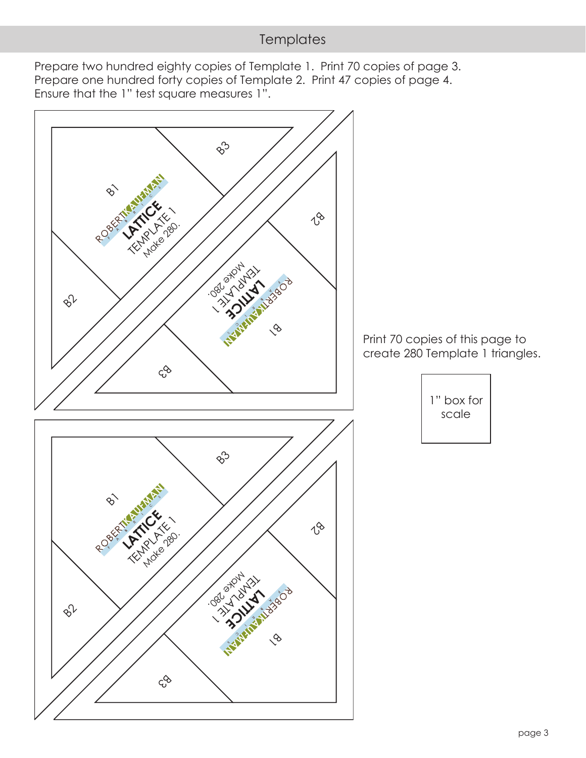## Templates

Prepare two hundred eighty copies of Template 1. Print 70 copies of page 3.
Prepare one hundred forty copies of Template 2. Print 47 copies of page 4.
Ensure that the 1” test square measures 1”.

B3

B1

ROBERT KAUFMAN FABRICS

LATTICE

TEMPLATE 1

Make 280.

B2

B2

ROBERT KAUFMAN FABRICS

LATTICE

TEMPLATE 1

Make 280.

B1

B3

B3

B1

ROBERT KAUFMAN FABRICS

LATTICE

TEMPLATE 1

Make 280.

B2

B2

ROBERT KAUFMAN FABRICS

LATTICE

TEMPLATE 1

Make 280.

B1

B3

Print 70 copies of this page to create 280 Template 1 triangles.

1” box for scale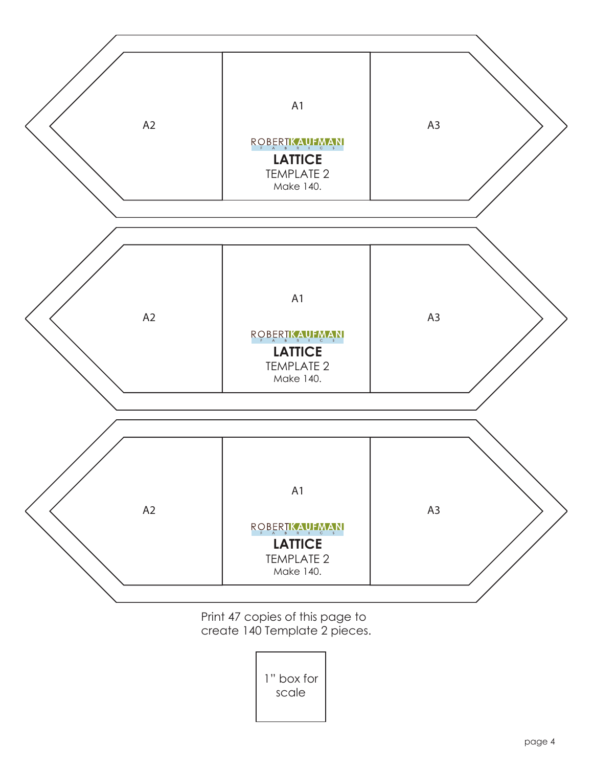A2

A1

ROBERT KAUFMAN
FABRICS

**LATTICE**

TEMPLATE 2

Make 140.

A3

A2

A1

ROBERT KAUFMAN
FABRICS

**LATTICE**

TEMPLATE 2

Make 140.

A3

A2

A1

ROBERT KAUFMAN
FABRICS

**LATTICE**

TEMPLATE 2

Make 140.

A3

Print 47 copies of this page to create 140 Template 2 pieces.

1" box for scale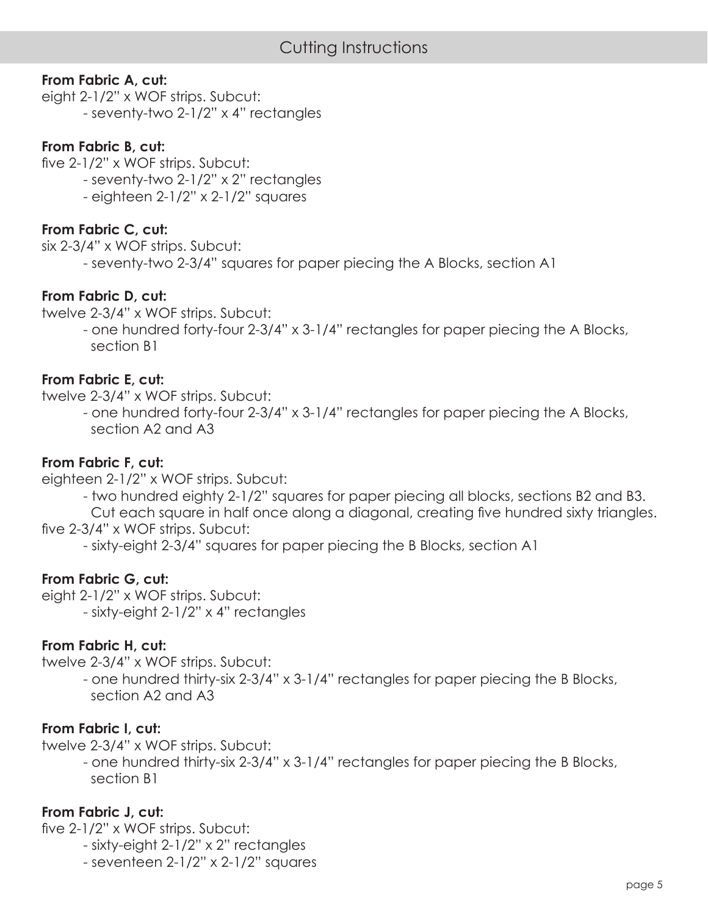# Cutting Instructions

**From Fabric A, cut:**
eight 2-1/2" x WOF strips. Subcut:
- seventy-two 2-1/2" x 4" rectangles

**From Fabric B, cut:**
five 2-1/2" x WOF strips. Subcut:
- seventy-two 2-1/2" x 2" rectangles
- eighteen 2-1/2" x 2-1/2" squares

**From Fabric C, cut:**
six 2-3/4" x WOF strips. Subcut:
- seventy-two 2-3/4" squares for paper piecing the A Blocks, section A1

**From Fabric D, cut:**
twelve 2-3/4" x WOF strips. Subcut:
- one hundred forty-four 2-3/4" x 3-1/4" rectangles for paper piecing the A Blocks, section B1

**From Fabric E, cut:**
twelve 2-3/4" x WOF strips. Subcut:
- one hundred forty-four 2-3/4" x 3-1/4" rectangles for paper piecing the A Blocks, section A2 and A3

**From Fabric F, cut:**
eighteen 2-1/2" x WOF strips. Subcut:
- two hundred eighty 2-1/2" squares for paper piecing all blocks, sections B2 and B3. Cut each square in half once along a diagonal, creating five hundred sixty triangles.

five 2-3/4" x WOF strips. Subcut:
- sixty-eight 2-3/4" squares for paper piecing the B Blocks, section A1

**From Fabric G, cut:**
eight 2-1/2" x WOF strips. Subcut:
- sixty-eight 2-1/2" x 4" rectangles

**From Fabric H, cut:**
twelve 2-3/4" x WOF strips. Subcut:
- one hundred thirty-six 2-3/4" x 3-1/4" rectangles for paper piecing the B Blocks, section A2 and A3

**From Fabric I, cut:**
twelve 2-3/4" x WOF strips. Subcut:
- one hundred thirty-six 2-3/4" x 3-1/4" rectangles for paper piecing the B Blocks, section B1

**From Fabric J, cut:**
five 2-1/2" x WOF strips. Subcut:
- sixty-eight 2-1/2" x 2" rectangles
- seventeen 2-1/2" x 2-1/2" squares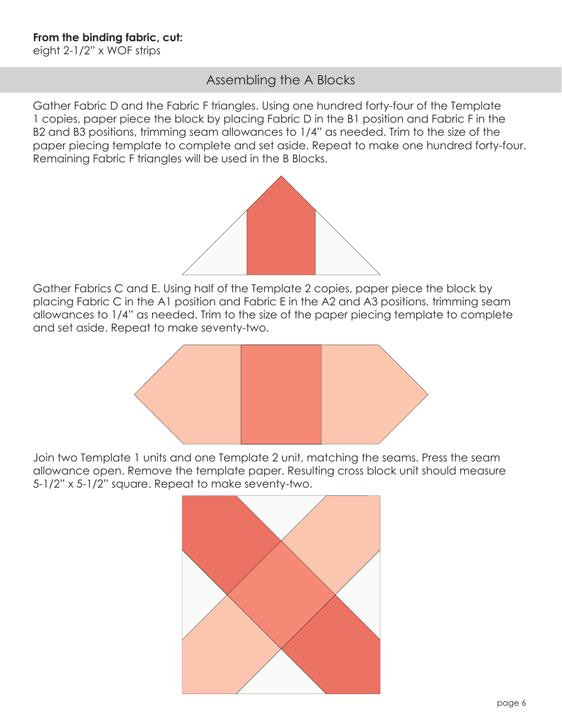**From the binding fabric, cut:**
eight 2-1/2" x WOF strips

## Assembling the A Blocks

Gather Fabric D and the Fabric F triangles. Using one hundred forty-four of the Template 1 copies, paper piece the block by placing Fabric D in the B1 position and Fabric F in the B2 and B3 positions, trimming seam allowances to 1/4" as needed. Trim to the size of the paper piecing template to complete and set aside. Repeat to make one hundred forty-four. Remaining Fabric F triangles will be used in the B Blocks.

Gather Fabrics C and E. Using half of the Template 2 copies, paper piece the block by placing Fabric C in the A1 position and Fabric E in the A2 and A3 positions, trimming seam allowances to 1/4" as needed. Trim to the size of the paper piecing template to complete and set aside. Repeat to make seventy-two.

Join two Template 1 units and one Template 2 unit, matching the seams. Press the seam allowance open. Remove the template paper. Resulting cross block unit should measure 5-1/2" x 5-1/2" square. Repeat to make seventy-two.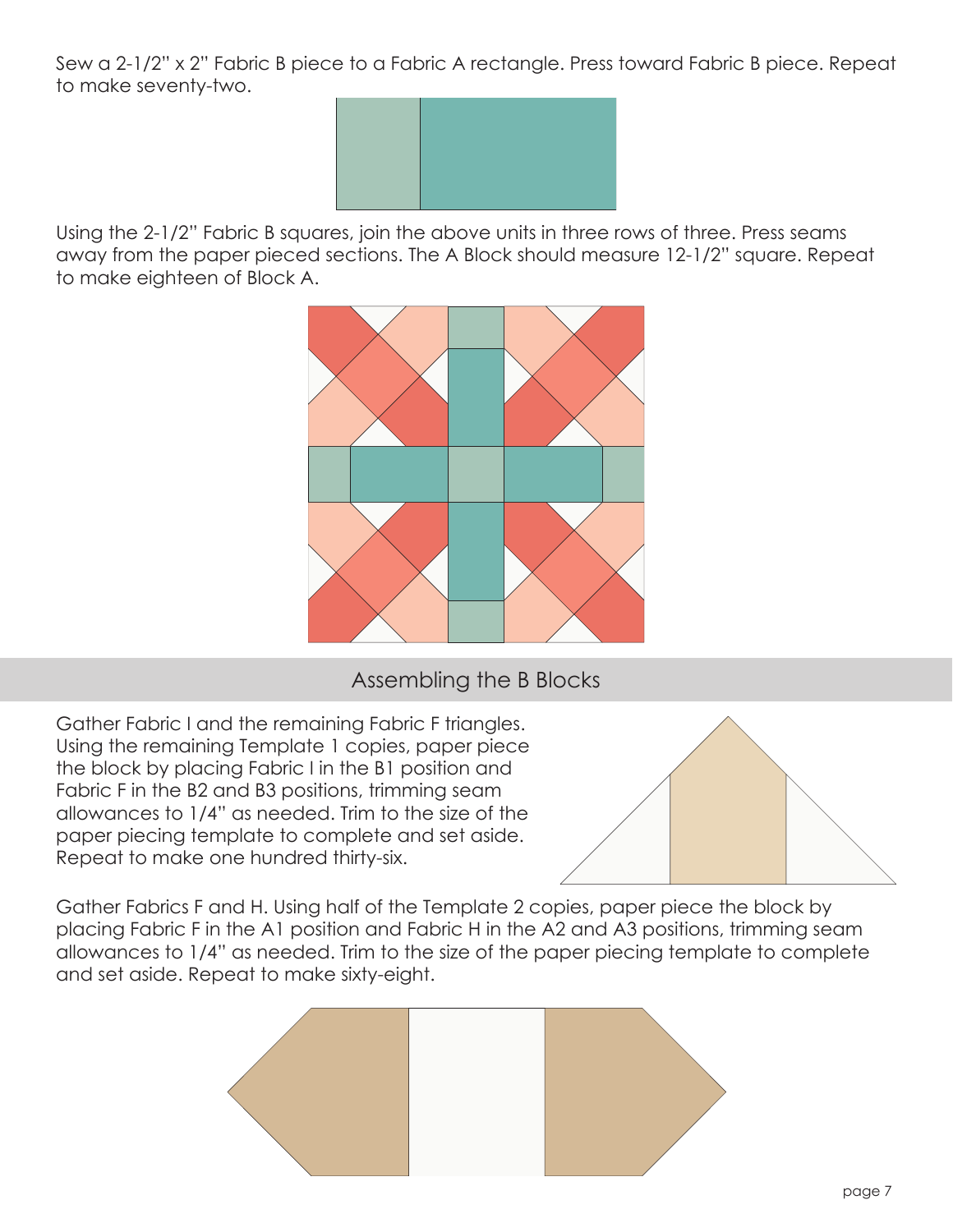Sew a 2-1/2" x 2" Fabric B piece to a Fabric A rectangle. Press toward Fabric B piece. Repeat to make seventy-two.

Using the 2-1/2" Fabric B squares, join the above units in three rows of three. Press seams away from the paper pieced sections. The A Block should measure 12-1/2" square. Repeat to make eighteen of Block A.

## Assembling the B Blocks

Gather Fabric I and the remaining Fabric F triangles. Using the remaining Template 1 copies, paper piece the block by placing Fabric I in the B1 position and Fabric F in the B2 and B3 positions, trimming seam allowances to 1/4" as needed. Trim to the size of the paper piecing template to complete and set aside. Repeat to make one hundred thirty-six.

Gather Fabrics F and H. Using half of the Template 2 copies, paper piece the block by placing Fabric F in the A1 position and Fabric H in the A2 and A3 positions, trimming seam allowances to 1/4" as needed. Trim to the size of the paper piecing template to complete and set aside. Repeat to make sixty-eight.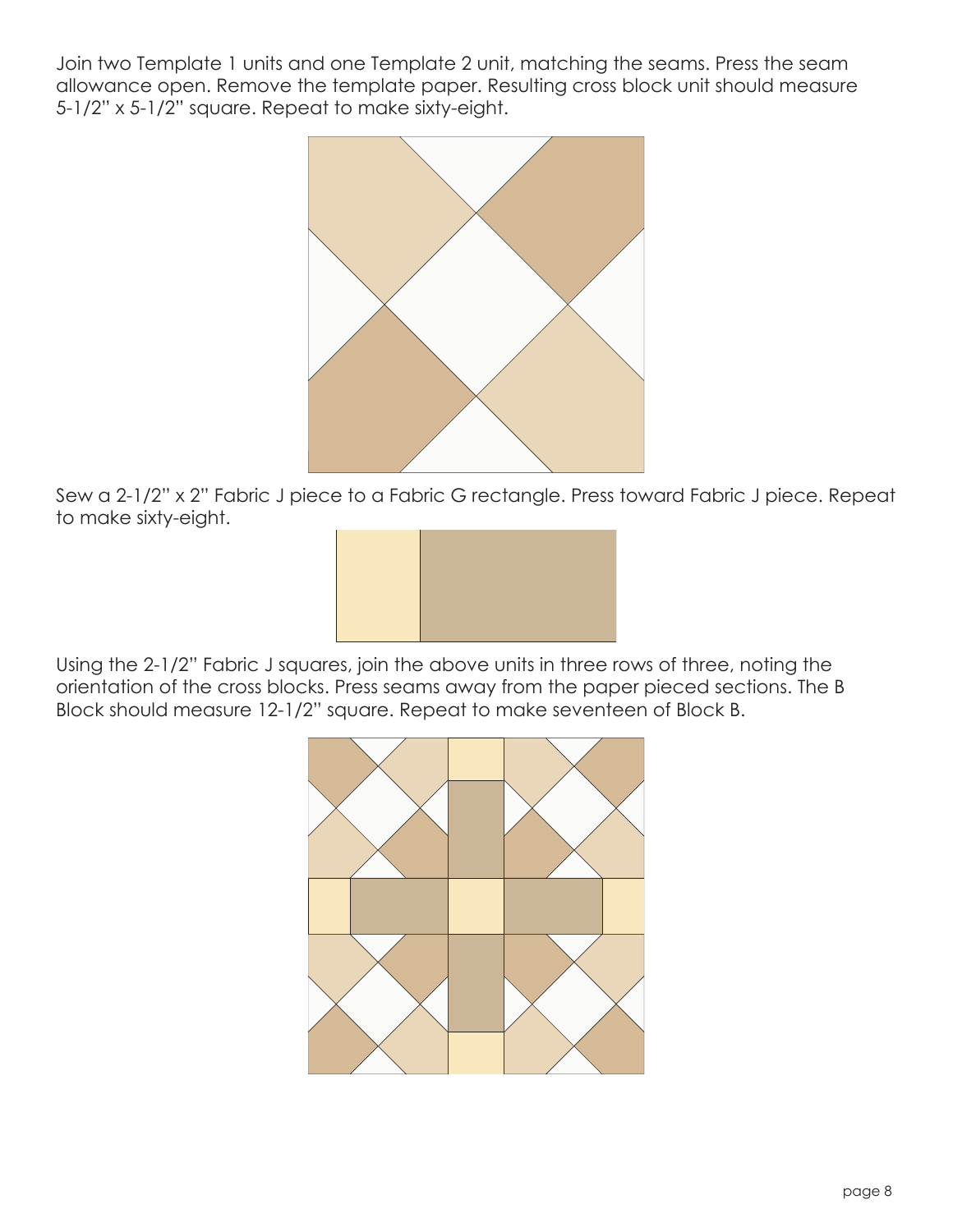Join two Template 1 units and one Template 2 unit, matching the seams. Press the seam allowance open. Remove the template paper. Resulting cross block unit should measure 5-1/2" x 5-1/2" square. Repeat to make sixty-eight.

Sew a 2-1/2" x 2" Fabric J piece to a Fabric G rectangle. Press toward Fabric J piece. Repeat to make sixty-eight.

Using the 2-1/2" Fabric J squares, join the above units in three rows of three, noting the orientation of the cross blocks. Press seams away from the paper pieced sections. The B Block should measure 12-1/2" square. Repeat to make seventeen of Block B.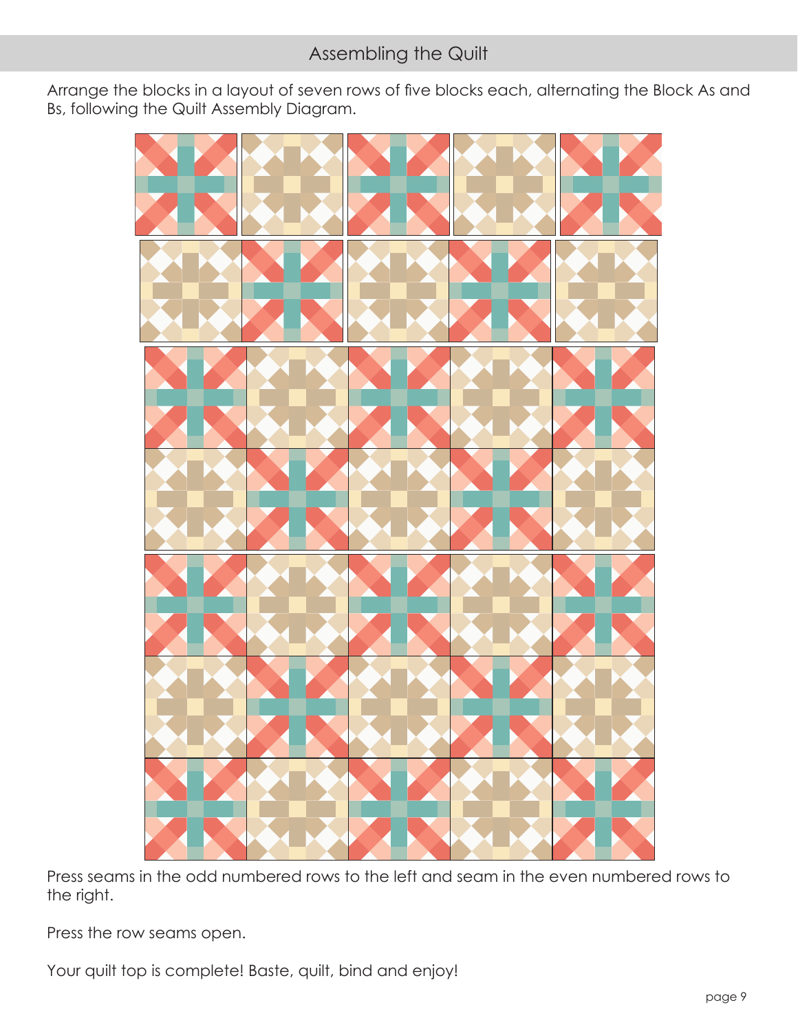## Assembling the Quilt

Arrange the blocks in a layout of seven rows of five blocks each, alternating the Block As and Bs, following the Quilt Assembly Diagram.

Press seams in the odd numbered rows to the left and seam in the even numbered rows to the right.

Press the row seams open.

Your quilt top is complete! Baste, quilt, bind and enjoy!